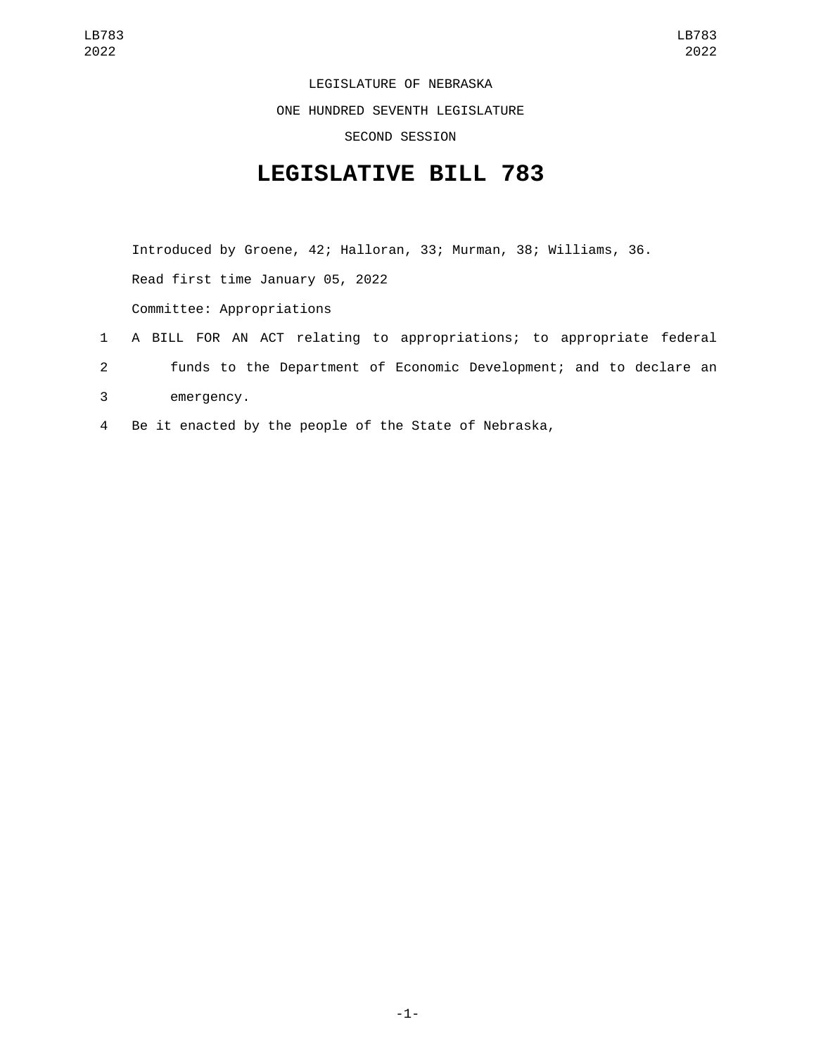LEGISLATURE OF NEBRASKA

ONE HUNDRED SEVENTH LEGISLATURE

SECOND SESSION

# LEGISLATIVE BILL 783

Introduced by Groene, 42; Halloran, 33; Murman, 38; Williams, 36.

Read first time January 05, 2022

Committee: Appropriations

1 A BILL FOR AN ACT relating to appropriations; to appropriate federal
2 funds to the Department of Economic Development; and to declare an
3 emergency.
4 Be it enacted by the people of the State of Nebraska,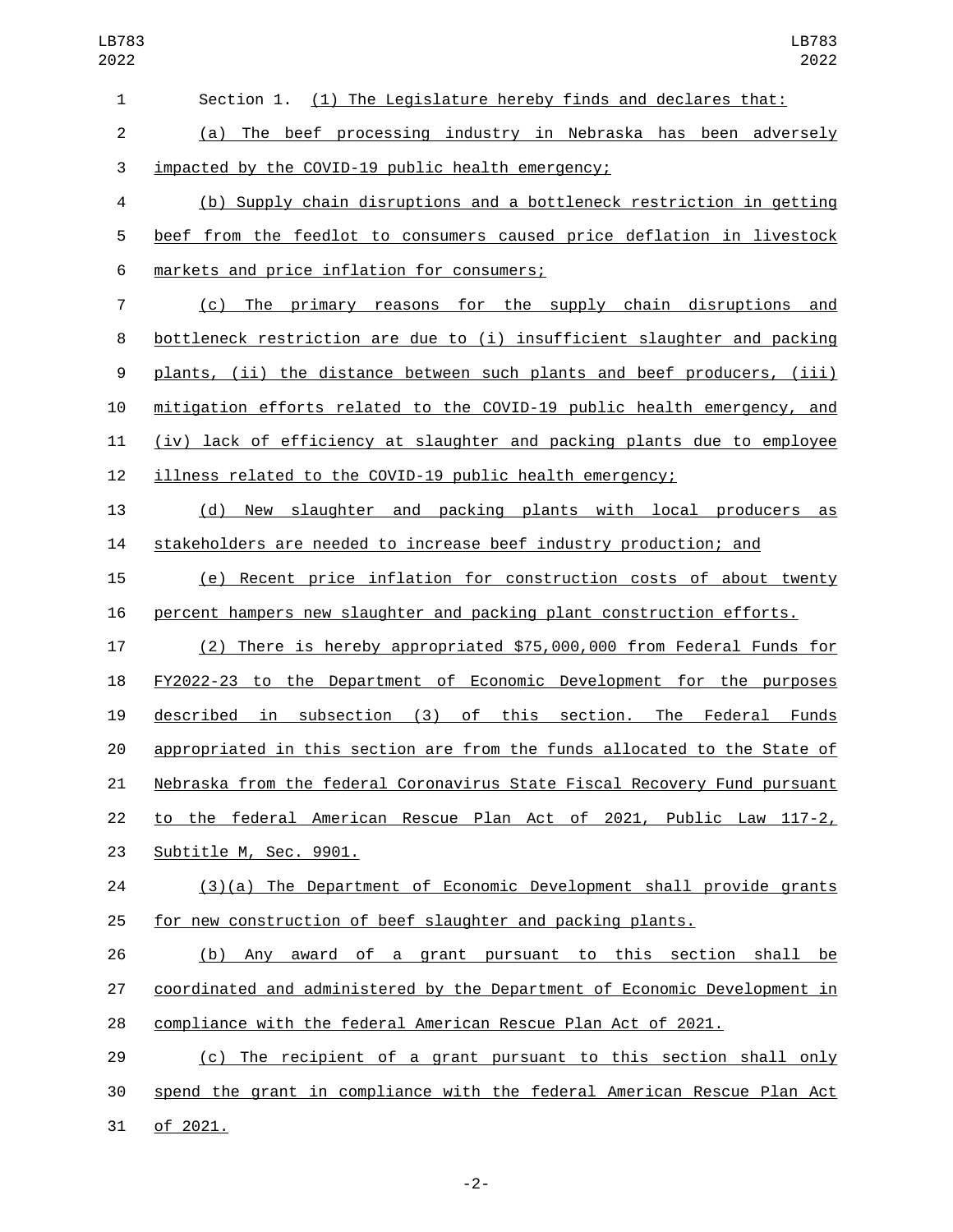Section 1. (1) The Legislature hereby finds and declares that:

(a) The beef processing industry in Nebraska has been adversely impacted by the COVID-19 public health emergency;

(b) Supply chain disruptions and a bottleneck restriction in getting beef from the feedlot to consumers caused price deflation in livestock markets and price inflation for consumers;

(c) The primary reasons for the supply chain disruptions and bottleneck restriction are due to (i) insufficient slaughter and packing plants, (ii) the distance between such plants and beef producers, (iii) mitigation efforts related to the COVID-19 public health emergency, and (iv) lack of efficiency at slaughter and packing plants due to employee illness related to the COVID-19 public health emergency;

(d) New slaughter and packing plants with local producers as stakeholders are needed to increase beef industry production; and

(e) Recent price inflation for construction costs of about twenty percent hampers new slaughter and packing plant construction efforts.

(2) There is hereby appropriated $75,000,000 from Federal Funds for FY2022-23 to the Department of Economic Development for the purposes described in subsection (3) of this section. The Federal Funds appropriated in this section are from the funds allocated to the State of Nebraska from the federal Coronavirus State Fiscal Recovery Fund pursuant to the federal American Rescue Plan Act of 2021, Public Law 117-2, Subtitle M, Sec. 9901.

(3)(a) The Department of Economic Development shall provide grants for new construction of beef slaughter and packing plants.

(b) Any award of a grant pursuant to this section shall be coordinated and administered by the Department of Economic Development in compliance with the federal American Rescue Plan Act of 2021.

(c) The recipient of a grant pursuant to this section shall only spend the grant in compliance with the federal American Rescue Plan Act of 2021.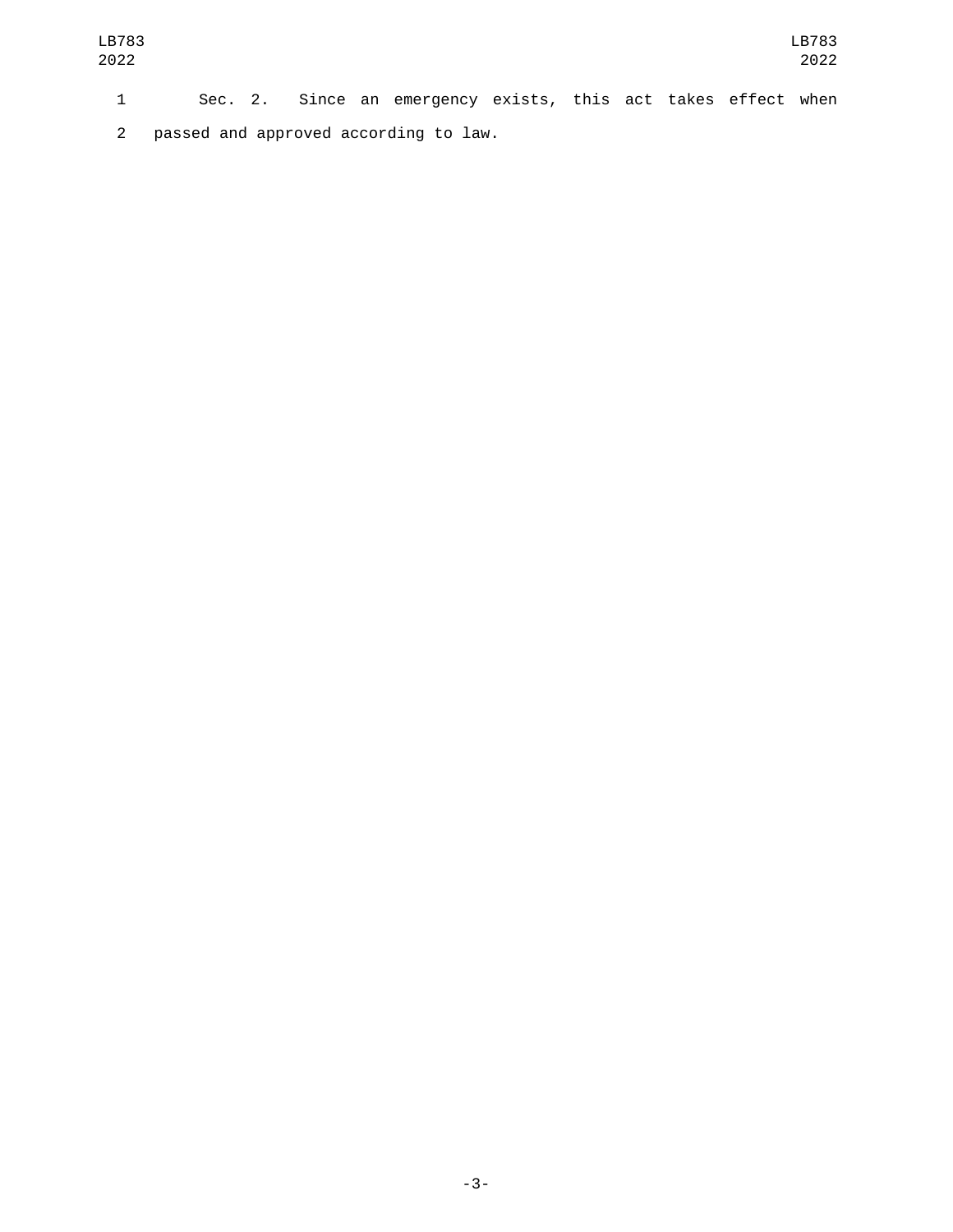Sec. 2. Since an emergency exists, this act takes effect when passed and approved according to law.